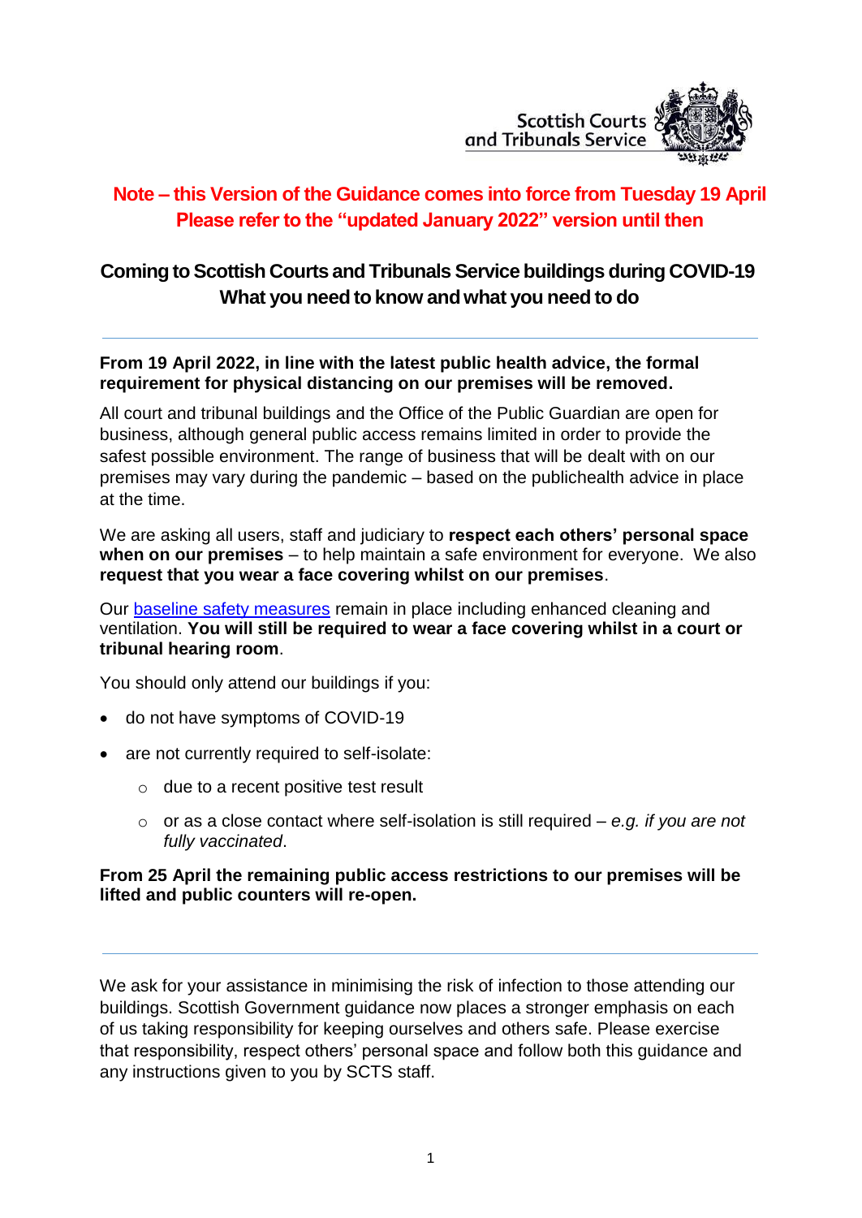Scottish Courts and Tribunals Service

**Note – this Version of the Guidance comes into force from Tuesday 19 April**
**Please refer to the "updated January 2022" version until then**

# Coming to Scottish Courts and Tribunals Service buildings during COVID-19
## What you need to know and what you need to do

---

**From 19 April 2022, in line with the latest public health advice, the formal requirement for physical distancing on our premises will be removed.**

All court and tribunal buildings and the Office of the Public Guardian are open for business, although general public access remains limited in order to provide the safest possible environment. The range of business that will be dealt with on our premises may vary during the pandemic – based on the publichealth advice in place at the time.

We are asking all users, staff and judiciary to **respect each others' personal space when on our premises** – to help maintain a safe environment for everyone. We also **request that you wear a face covering whilst on our premises**.

Our [baseline safety measures] remain in place including enhanced cleaning and ventilation. **You will still be required to wear a face covering whilst in a court or tribunal hearing room**.

You should only attend our buildings if you:

- do not have symptoms of COVID-19
- are not currently required to self-isolate:
  - due to a recent positive test result
  - or as a close contact where self-isolation is still required – *e.g. if you are not fully vaccinated*.

**From 25 April the remaining public access restrictions to our premises will be lifted and public counters will re-open.**

---

We ask for your assistance in minimising the risk of infection to those attending our buildings. Scottish Government guidance now places a stronger emphasis on each of us taking responsibility for keeping ourselves and others safe. Please exercise that responsibility, respect others' personal space and follow both this guidance and any instructions given to you by SCTS staff.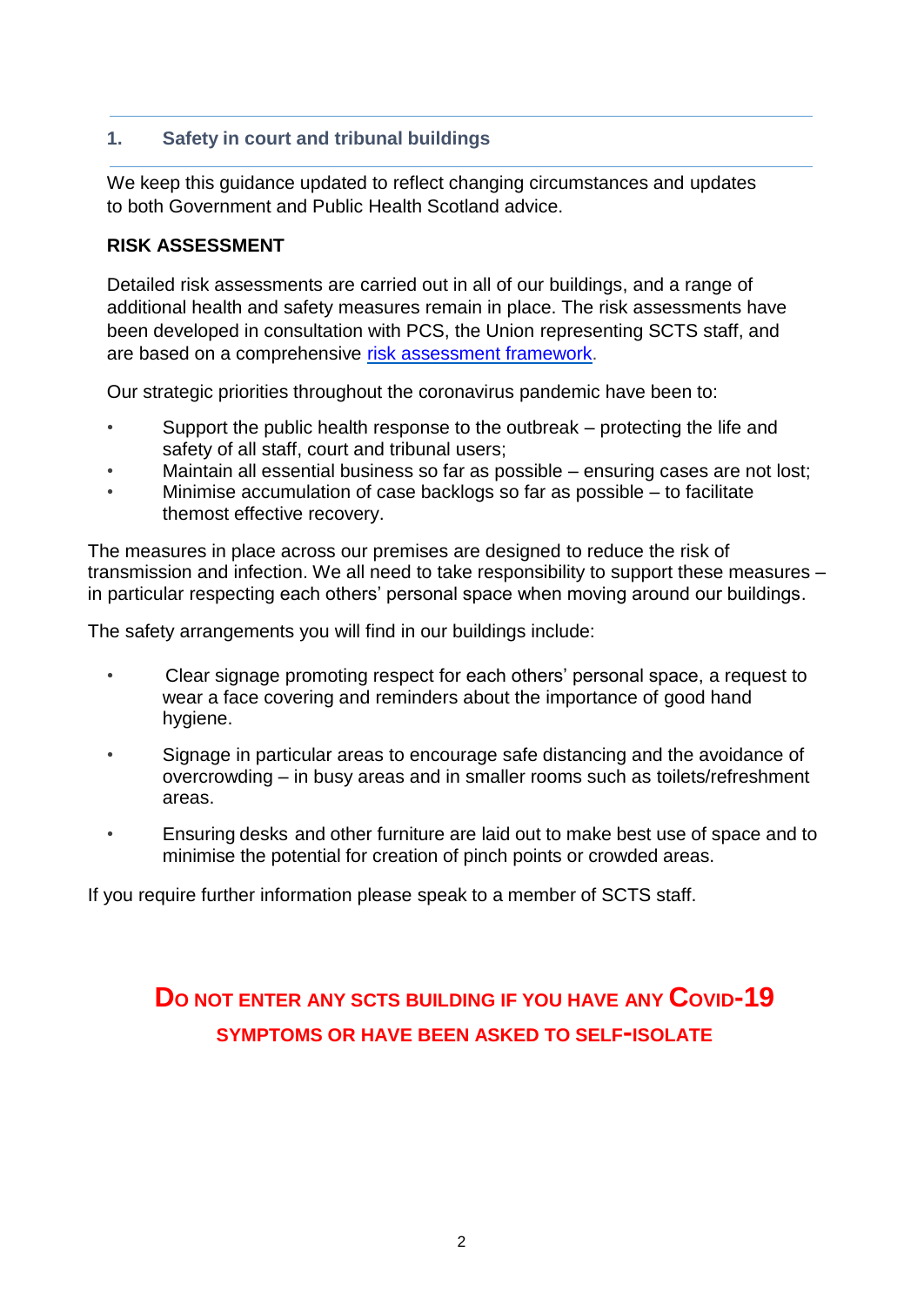## 1. Safety in court and tribunal buildings

We keep this guidance updated to reflect changing circumstances and updates to both Government and Public Health Scotland advice.

**RISK ASSESSMENT**

Detailed risk assessments are carried out in all of our buildings, and a range of additional health and safety measures remain in place. The risk assessments have been developed in consultation with PCS, the Union representing SCTS staff, and are based on a comprehensive [risk assessment framework](risk assessment framework).

Our strategic priorities throughout the coronavirus pandemic have been to:

- Support the public health response to the outbreak – protecting the life and safety of all staff, court and tribunal users;
- Maintain all essential business so far as possible – ensuring cases are not lost;
- Minimise accumulation of case backlogs so far as possible – to facilitate themost effective recovery.

The measures in place across our premises are designed to reduce the risk of transmission and infection. We all need to take responsibility to support these measures – in particular respecting each others' personal space when moving around our buildings.

The safety arrangements you will find in our buildings include:

- Clear signage promoting respect for each others' personal space, a request to wear a face covering and reminders about the importance of good hand hygiene.
- Signage in particular areas to encourage safe distancing and the avoidance of overcrowding – in busy areas and in smaller rooms such as toilets/refreshment areas.
- Ensuring desks and other furniture are laid out to make best use of space and to minimise the potential for creation of pinch points or crowded areas.

If you require further information please speak to a member of SCTS staff.

**DO NOT ENTER ANY SCTS BUILDING IF YOU HAVE ANY COVID-19 SYMPTOMS OR HAVE BEEN ASKED TO SELF-ISOLATE**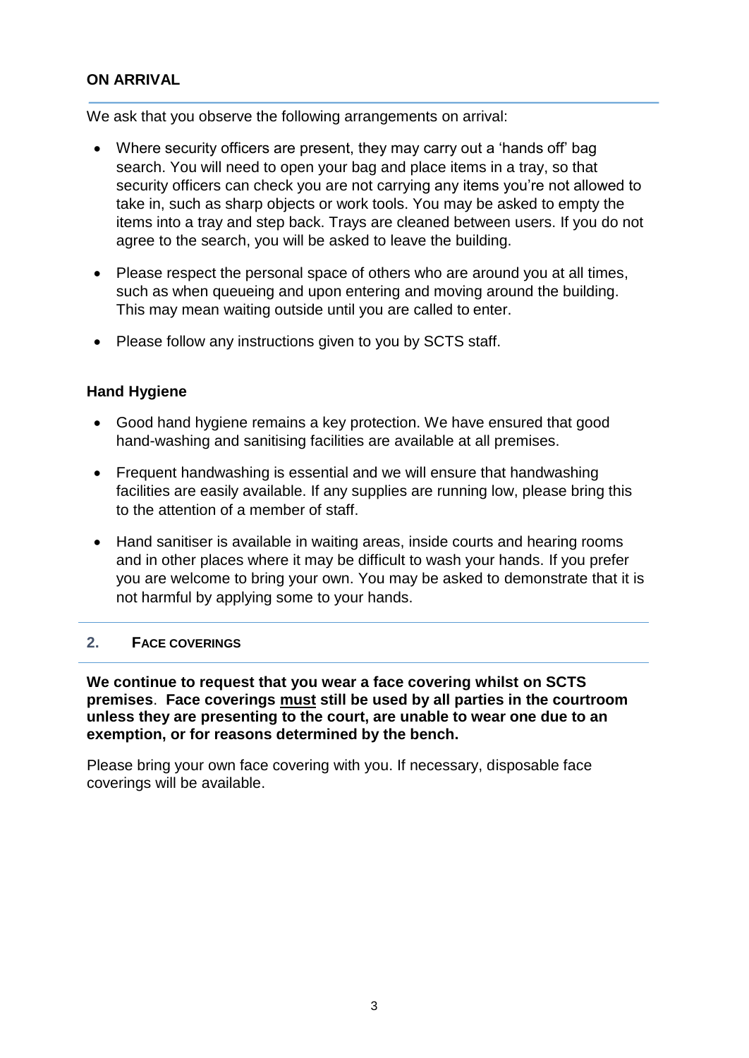## ON ARRIVAL

We ask that you observe the following arrangements on arrival:

- Where security officers are present, they may carry out a 'hands off' bag search. You will need to open your bag and place items in a tray, so that security officers can check you are not carrying any items you're not allowed to take in, such as sharp objects or work tools. You may be asked to empty the items into a tray and step back. Trays are cleaned between users. If you do not agree to the search, you will be asked to leave the building.
- Please respect the personal space of others who are around you at all times, such as when queueing and upon entering and moving around the building. This may mean waiting outside until you are called to enter.
- Please follow any instructions given to you by SCTS staff.

### Hand Hygiene

- Good hand hygiene remains a key protection. We have ensured that good hand-washing and sanitising facilities are available at all premises.
- Frequent handwashing is essential and we will ensure that handwashing facilities are easily available. If any supplies are running low, please bring this to the attention of a member of staff.
- Hand sanitiser is available in waiting areas, inside courts and hearing rooms and in other places where it may be difficult to wash your hands. If you prefer you are welcome to bring your own. You may be asked to demonstrate that it is not harmful by applying some to your hands.

## 2. FACE COVERINGS

**We continue to request that you wear a face covering whilst on SCTS premises**. **Face coverings <u>must</u> still be used by all parties in the courtroom unless they are presenting to the court, are unable to wear one due to an exemption, or for reasons determined by the bench.**

Please bring your own face covering with you. If necessary, disposable face coverings will be available.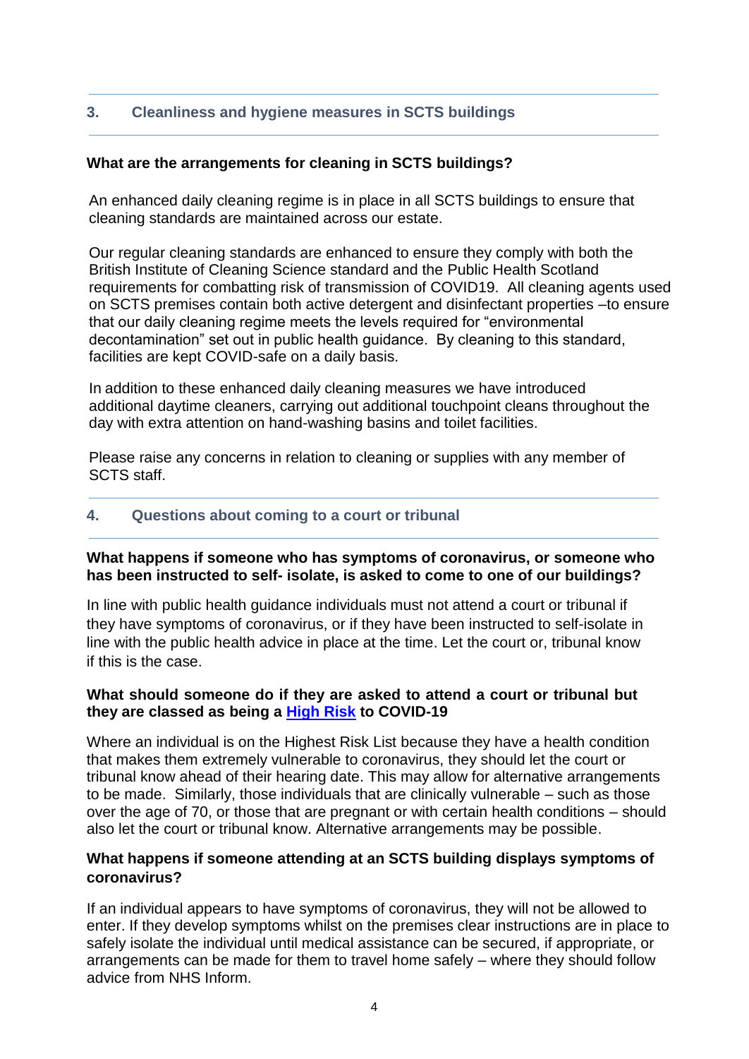## 3. Cleanliness and hygiene measures in SCTS buildings

**What are the arrangements for cleaning in SCTS buildings?**

An enhanced daily cleaning regime is in place in all SCTS buildings to ensure that cleaning standards are maintained across our estate.

Our regular cleaning standards are enhanced to ensure they comply with both the British Institute of Cleaning Science standard and the Public Health Scotland requirements for combatting risk of transmission of COVID19. All cleaning agents used on SCTS premises contain both active detergent and disinfectant properties –to ensure that our daily cleaning regime meets the levels required for "environmental decontamination" set out in public health guidance. By cleaning to this standard, facilities are kept COVID-safe on a daily basis.

In addition to these enhanced daily cleaning measures we have introduced additional daytime cleaners, carrying out additional touchpoint cleans throughout the day with extra attention on hand-washing basins and toilet facilities.

Please raise any concerns in relation to cleaning or supplies with any member of SCTS staff.

## 4. Questions about coming to a court or tribunal

**What happens if someone who has symptoms of coronavirus, or someone who has been instructed to self- isolate, is asked to come to one of our buildings?**

In line with public health guidance individuals must not attend a court or tribunal if they have symptoms of coronavirus, or if they have been instructed to self-isolate in line with the public health advice in place at the time. Let the court or, tribunal know if this is the case.

**What should someone do if they are asked to attend a court or tribunal but they are classed as being a High Risk to COVID-19**

Where an individual is on the Highest Risk List because they have a health condition that makes them extremely vulnerable to coronavirus, they should let the court or tribunal know ahead of their hearing date. This may allow for alternative arrangements to be made. Similarly, those individuals that are clinically vulnerable – such as those over the age of 70, or those that are pregnant or with certain health conditions – should also let the court or tribunal know. Alternative arrangements may be possible.

**What happens if someone attending at an SCTS building displays symptoms of coronavirus?**

If an individual appears to have symptoms of coronavirus, they will not be allowed to enter. If they develop symptoms whilst on the premises clear instructions are in place to safely isolate the individual until medical assistance can be secured, if appropriate, or arrangements can be made for them to travel home safely – where they should follow advice from NHS Inform.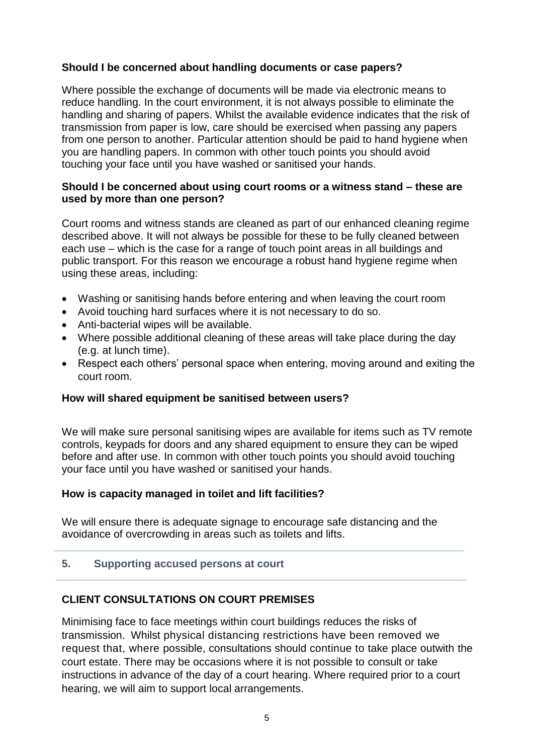**Should I be concerned about handling documents or case papers?**

Where possible the exchange of documents will be made via electronic means to reduce handling. In the court environment, it is not always possible to eliminate the handling and sharing of papers. Whilst the available evidence indicates that the risk of transmission from paper is low, care should be exercised when passing any papers from one person to another. Particular attention should be paid to hand hygiene when you are handling papers. In common with other touch points you should avoid touching your face until you have washed or sanitised your hands.

**Should I be concerned about using court rooms or a witness stand – these are used by more than one person?**

Court rooms and witness stands are cleaned as part of our enhanced cleaning regime described above. It will not always be possible for these to be fully cleaned between each use – which is the case for a range of touch point areas in all buildings and public transport. For this reason we encourage a robust hand hygiene regime when using these areas, including:

- Washing or sanitising hands before entering and when leaving the court room
- Avoid touching hard surfaces where it is not necessary to do so.
- Anti-bacterial wipes will be available.
- Where possible additional cleaning of these areas will take place during the day (e.g. at lunch time).
- Respect each others' personal space when entering, moving around and exiting the court room.

**How will shared equipment be sanitised between users?**

We will make sure personal sanitising wipes are available for items such as TV remote controls, keypads for doors and any shared equipment to ensure they can be wiped before and after use. In common with other touch points you should avoid touching your face until you have washed or sanitised your hands.

**How is capacity managed in toilet and lift facilities?**

We will ensure there is adequate signage to encourage safe distancing and the avoidance of overcrowding in areas such as toilets and lifts.

## 5. Supporting accused persons at court

### CLIENT CONSULTATIONS ON COURT PREMISES

Minimising face to face meetings within court buildings reduces the risks of transmission. Whilst physical distancing restrictions have been removed we request that, where possible, consultations should continue to take place outwith the court estate. There may be occasions where it is not possible to consult or take instructions in advance of the day of a court hearing. Where required prior to a court hearing, we will aim to support local arrangements.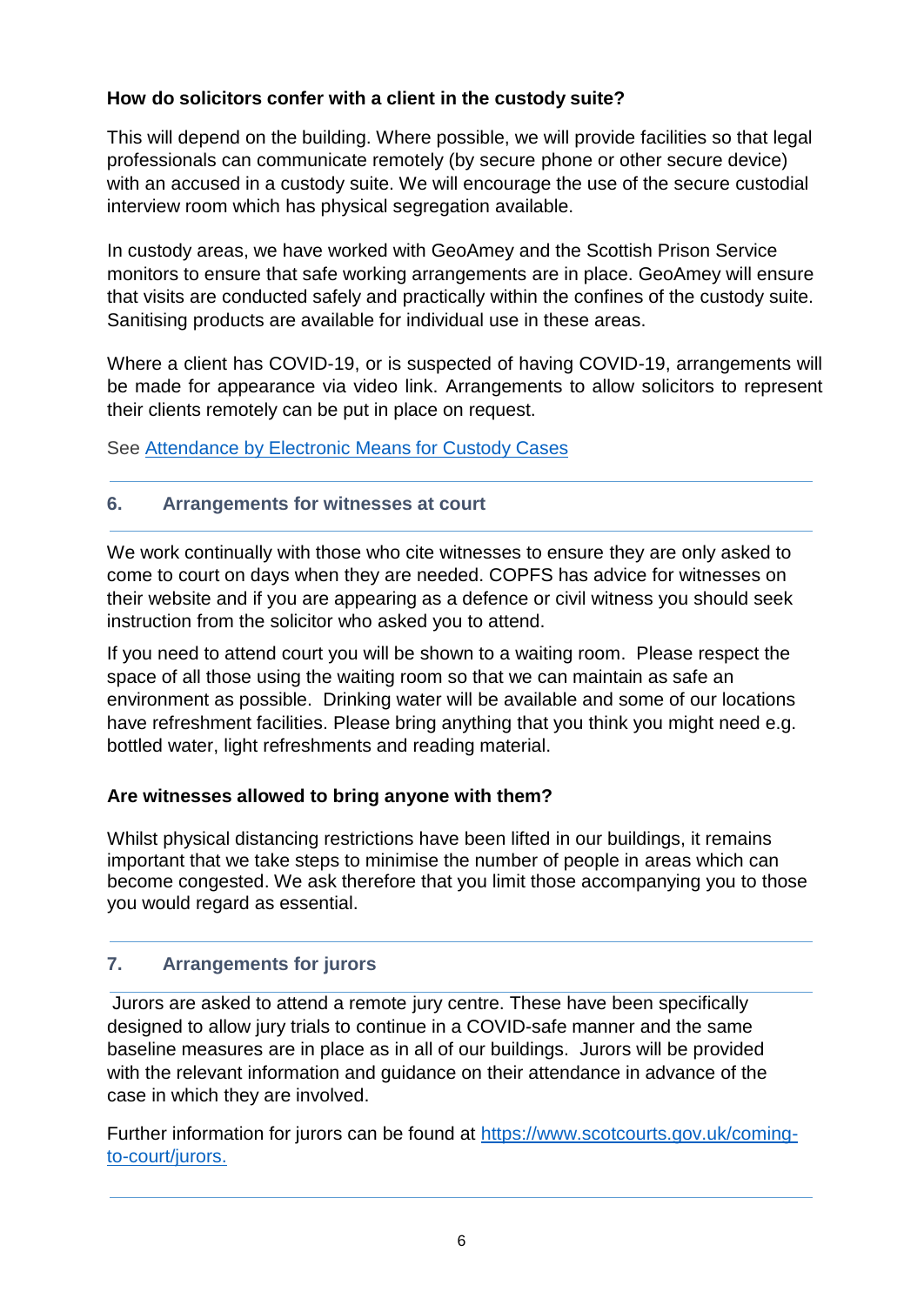**How do solicitors confer with a client in the custody suite?**

This will depend on the building. Where possible, we will provide facilities so that legal professionals can communicate remotely (by secure phone or other secure device) with an accused in a custody suite. We will encourage the use of the secure custodial interview room which has physical segregation available.

In custody areas, we have worked with GeoAmey and the Scottish Prison Service monitors to ensure that safe working arrangements are in place. GeoAmey will ensure that visits are conducted safely and practically within the confines of the custody suite. Sanitising products are available for individual use in these areas.

Where a client has COVID-19, or is suspected of having COVID-19, arrangements will be made for appearance via video link. Arrangements to allow solicitors to represent their clients remotely can be put in place on request.

See [Attendance by Electronic Means for Custody Cases]()

---

## 6. Arrangements for witnesses at court

---

We work continually with those who cite witnesses to ensure they are only asked to come to court on days when they are needed. COPFS has advice for witnesses on their website and if you are appearing as a defence or civil witness you should seek instruction from the solicitor who asked you to attend.

If you need to attend court you will be shown to a waiting room. Please respect the space of all those using the waiting room so that we can maintain as safe an environment as possible. Drinking water will be available and some of our locations have refreshment facilities. Please bring anything that you think you might need e.g. bottled water, light refreshments and reading material.

**Are witnesses allowed to bring anyone with them?**

Whilst physical distancing restrictions have been lifted in our buildings, it remains important that we take steps to minimise the number of people in areas which can become congested. We ask therefore that you limit those accompanying you to those you would regard as essential.

---

## 7. Arrangements for jurors

---

Jurors are asked to attend a remote jury centre. These have been specifically designed to allow jury trials to continue in a COVID-safe manner and the same baseline measures are in place as in all of our buildings. Jurors will be provided with the relevant information and guidance on their attendance in advance of the case in which they are involved.

Further information for jurors can be found at [https://www.scotcourts.gov.uk/coming-to-court/jurors.](https://www.scotcourts.gov.uk/coming-to-court/jurors)

---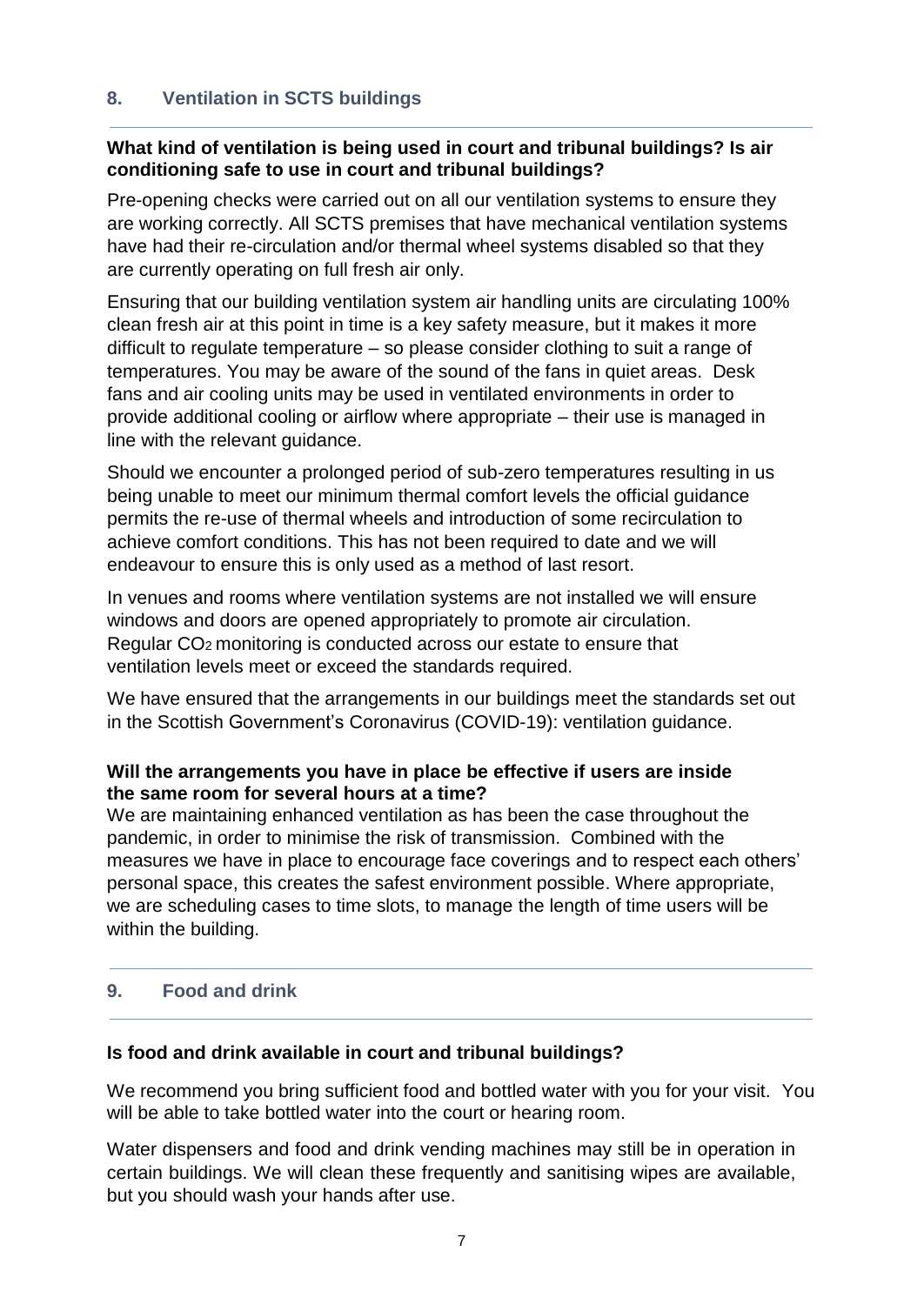## 8. Ventilation in SCTS buildings

**What kind of ventilation is being used in court and tribunal buildings? Is air conditioning safe to use in court and tribunal buildings?**

Pre-opening checks were carried out on all our ventilation systems to ensure they are working correctly. All SCTS premises that have mechanical ventilation systems have had their re-circulation and/or thermal wheel systems disabled so that they are currently operating on full fresh air only.

Ensuring that our building ventilation system air handling units are circulating 100% clean fresh air at this point in time is a key safety measure, but it makes it more difficult to regulate temperature – so please consider clothing to suit a range of temperatures. You may be aware of the sound of the fans in quiet areas. Desk fans and air cooling units may be used in ventilated environments in order to provide additional cooling or airflow where appropriate – their use is managed in line with the relevant guidance.

Should we encounter a prolonged period of sub-zero temperatures resulting in us being unable to meet our minimum thermal comfort levels the official guidance permits the re-use of thermal wheels and introduction of some recirculation to achieve comfort conditions. This has not been required to date and we will endeavour to ensure this is only used as a method of last resort.

In venues and rooms where ventilation systems are not installed we will ensure windows and doors are opened appropriately to promote air circulation. Regular $CO_2$ monitoring is conducted across our estate to ensure that ventilation levels meet or exceed the standards required.

We have ensured that the arrangements in our buildings meet the standards set out in the Scottish Government's Coronavirus (COVID-19): ventilation guidance.

**Will the arrangements you have in place be effective if users are inside the same room for several hours at a time?**

We are maintaining enhanced ventilation as has been the case throughout the pandemic, in order to minimise the risk of transmission. Combined with the measures we have in place to encourage face coverings and to respect each others' personal space, this creates the safest environment possible. Where appropriate, we are scheduling cases to time slots, to manage the length of time users will be within the building.

## 9. Food and drink

**Is food and drink available in court and tribunal buildings?**

We recommend you bring sufficient food and bottled water with you for your visit. You will be able to take bottled water into the court or hearing room.

Water dispensers and food and drink vending machines may still be in operation in certain buildings. We will clean these frequently and sanitising wipes are available, but you should wash your hands after use.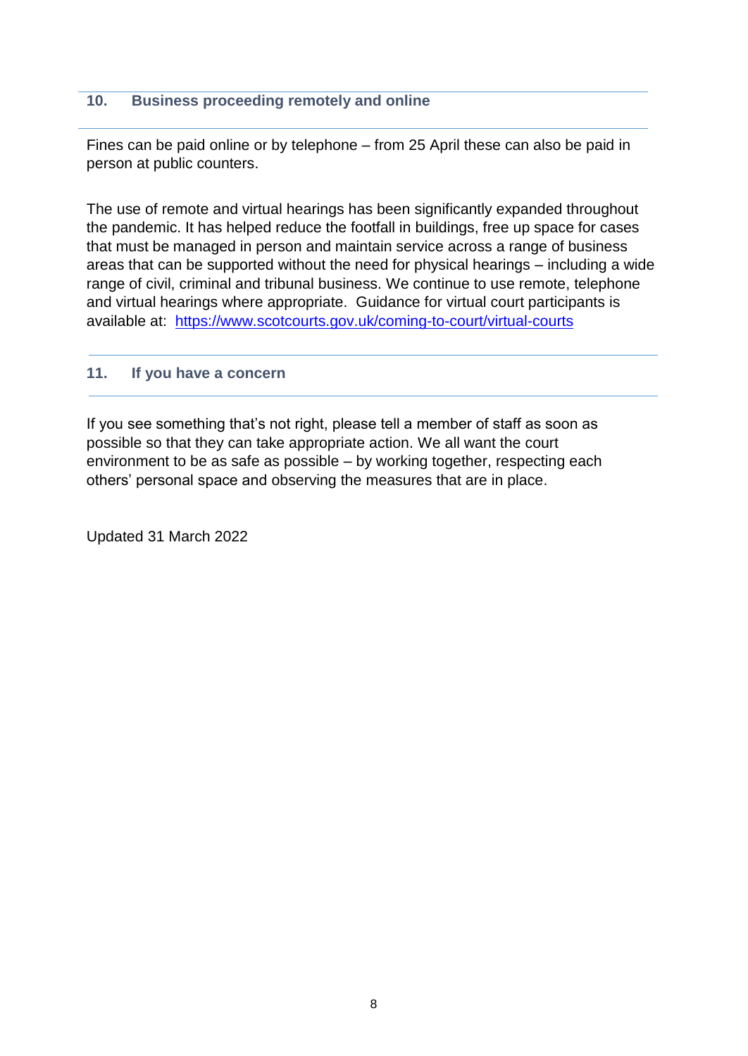## 10. Business proceeding remotely and online

Fines can be paid online or by telephone – from 25 April these can also be paid in person at public counters.

The use of remote and virtual hearings has been significantly expanded throughout the pandemic. It has helped reduce the footfall in buildings, free up space for cases that must be managed in person and maintain service across a range of business areas that can be supported without the need for physical hearings – including a wide range of civil, criminal and tribunal business. We continue to use remote, telephone and virtual hearings where appropriate. Guidance for virtual court participants is available at: https://www.scotcourts.gov.uk/coming-to-court/virtual-courts

## 11. If you have a concern

If you see something that's not right, please tell a member of staff as soon as possible so that they can take appropriate action. We all want the court environment to be as safe as possible – by working together, respecting each others' personal space and observing the measures that are in place.

Updated 31 March 2022